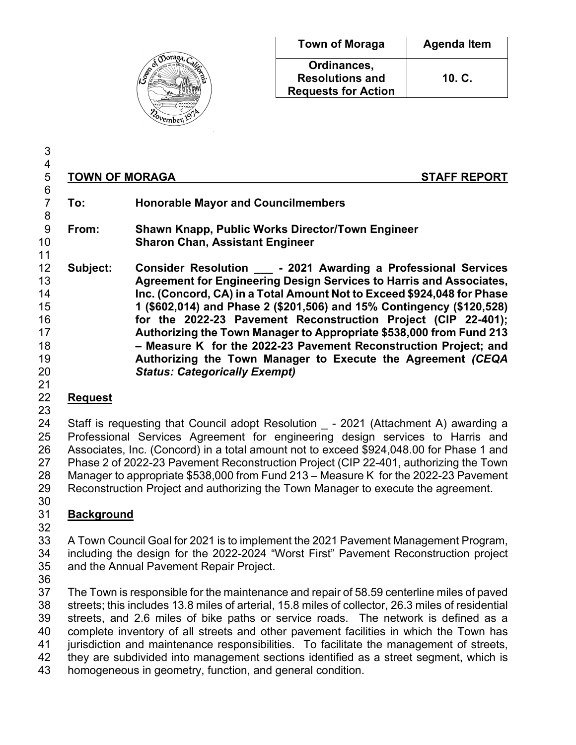| Town of Moraga | Agenda Item |
|---|---|
| Ordinances, Resolutions and Requests for Action | 10. C. |

**TOWN OF MORAGA** **STAFF REPORT**

**To:** **Honorable Mayor and Councilmembers**

**From:** **Shawn Knapp, Public Works Director/Town Engineer**
**Sharon Chan, Assistant Engineer**

**Subject:** **Consider Resolution ___ - 2021 Awarding a Professional Services Agreement for Engineering Design Services to Harris and Associates, Inc. (Concord, CA) in a Total Amount Not to Exceed $924,048 for Phase 1 ($602,014) and Phase 2 ($201,506) and 15% Contingency ($120,528) for the 2022-23 Pavement Reconstruction Project (CIP 22-401); Authorizing the Town Manager to Appropriate $538,000 from Fund 213 – Measure K for the 2022-23 Pavement Reconstruction Project; and Authorizing the Town Manager to Execute the Agreement *(CEQA Status: Categorically Exempt)***

## Request

Staff is requesting that Council adopt Resolution _ - 2021 (Attachment A) awarding a Professional Services Agreement for engineering design services to Harris and Associates, Inc. (Concord) in a total amount not to exceed $924,048.00 for Phase 1 and Phase 2 of 2022-23 Pavement Reconstruction Project (CIP 22-401, authorizing the Town Manager to appropriate $538,000 from Fund 213 – Measure K for the 2022-23 Pavement Reconstruction Project and authorizing the Town Manager to execute the agreement.

## Background

A Town Council Goal for 2021 is to implement the 2021 Pavement Management Program, including the design for the 2022-2024 "Worst First" Pavement Reconstruction project and the Annual Pavement Repair Project.

The Town is responsible for the maintenance and repair of 58.59 centerline miles of paved streets; this includes 13.8 miles of arterial, 15.8 miles of collector, 26.3 miles of residential streets, and 2.6 miles of bike paths or service roads. The network is defined as a complete inventory of all streets and other pavement facilities in which the Town has jurisdiction and maintenance responsibilities. To facilitate the management of streets, they are subdivided into management sections identified as a street segment, which is homogeneous in geometry, function, and general condition.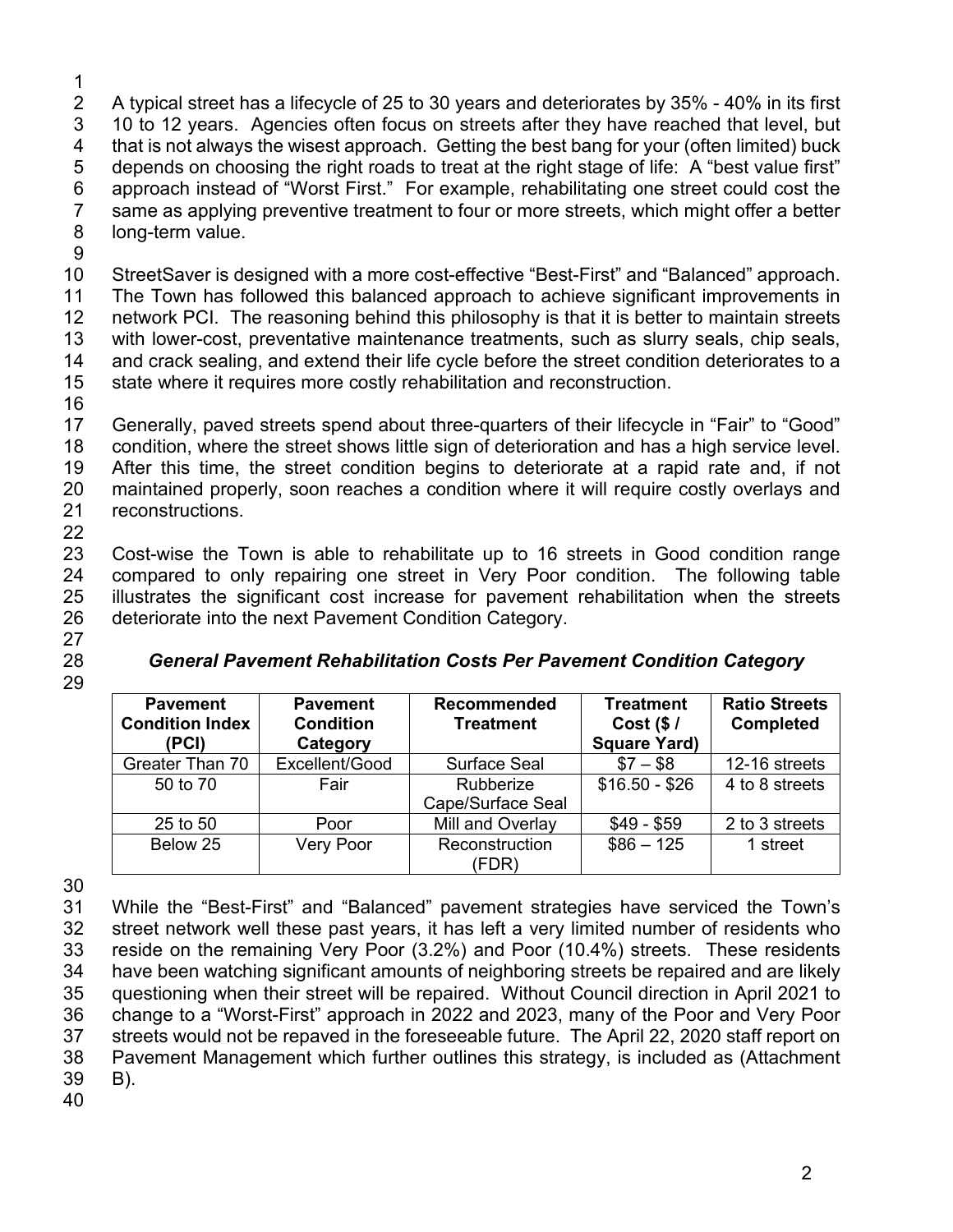A typical street has a lifecycle of 25 to 30 years and deteriorates by 35% - 40% in its first 10 to 12 years. Agencies often focus on streets after they have reached that level, but that is not always the wisest approach. Getting the best bang for your (often limited) buck depends on choosing the right roads to treat at the right stage of life: A "best value first" approach instead of "Worst First." For example, rehabilitating one street could cost the same as applying preventive treatment to four or more streets, which might offer a better long-term value.

StreetSaver is designed with a more cost-effective "Best-First" and "Balanced" approach. The Town has followed this balanced approach to achieve significant improvements in network PCI. The reasoning behind this philosophy is that it is better to maintain streets with lower-cost, preventative maintenance treatments, such as slurry seals, chip seals, and crack sealing, and extend their life cycle before the street condition deteriorates to a state where it requires more costly rehabilitation and reconstruction.

Generally, paved streets spend about three-quarters of their lifecycle in "Fair" to "Good" condition, where the street shows little sign of deterioration and has a high service level. After this time, the street condition begins to deteriorate at a rapid rate and, if not maintained properly, soon reaches a condition where it will require costly overlays and reconstructions.

Cost-wise the Town is able to rehabilitate up to 16 streets in Good condition range compared to only repairing one street in Very Poor condition. The following table illustrates the significant cost increase for pavement rehabilitation when the streets deteriorate into the next Pavement Condition Category.

***General Pavement Rehabilitation Costs Per Pavement Condition Category***

| Pavement Condition Index (PCI) | Pavement Condition Category | Recommended Treatment | Treatment Cost ($ / Square Yard) | Ratio Streets Completed |
|---|---|---|---|---|
| Greater Than 70 | Excellent/Good | Surface Seal | $7 – $8 | 12-16 streets |
| 50 to 70 | Fair | Rubberize Cape/Surface Seal | $16.50 - $26 | 4 to 8 streets |
| 25 to 50 | Poor | Mill and Overlay | $49 - $59 | 2 to 3 streets |
| Below 25 | Very Poor | Reconstruction (FDR) | $86 – 125 | 1 street |

While the "Best-First" and "Balanced" pavement strategies have serviced the Town's street network well these past years, it has left a very limited number of residents who reside on the remaining Very Poor (3.2%) and Poor (10.4%) streets. These residents have been watching significant amounts of neighboring streets be repaired and are likely questioning when their street will be repaired. Without Council direction in April 2021 to change to a "Worst-First" approach in 2022 and 2023, many of the Poor and Very Poor streets would not be repaved in the foreseeable future. The April 22, 2020 staff report on Pavement Management which further outlines this strategy, is included as (Attachment B).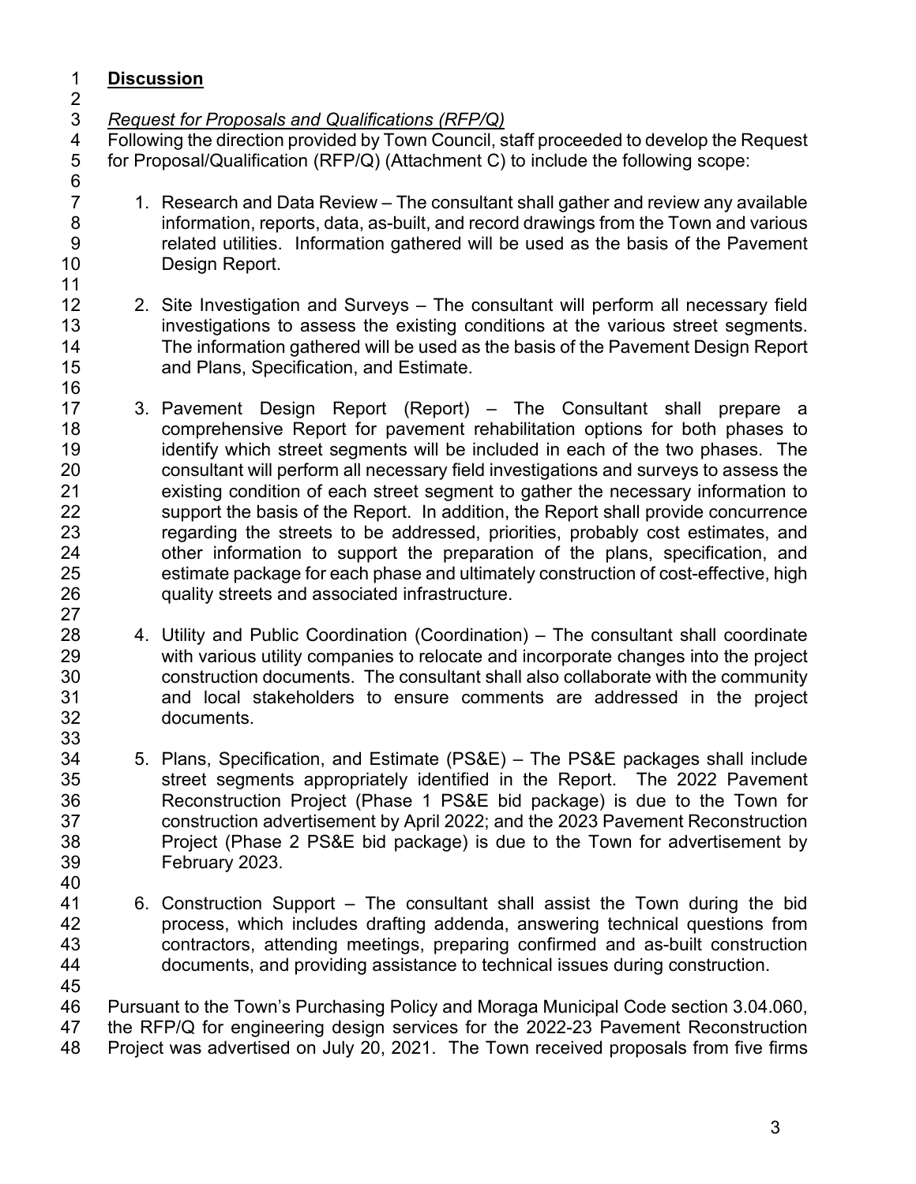**Discussion**

*Request for Proposals and Qualifications (RFP/Q)*

Following the direction provided by Town Council, staff proceeded to develop the Request for Proposal/Qualification (RFP/Q) (Attachment C) to include the following scope:

1. Research and Data Review – The consultant shall gather and review any available information, reports, data, as-built, and record drawings from the Town and various related utilities. Information gathered will be used as the basis of the Pavement Design Report.

2. Site Investigation and Surveys – The consultant will perform all necessary field investigations to assess the existing conditions at the various street segments. The information gathered will be used as the basis of the Pavement Design Report and Plans, Specification, and Estimate.

3. Pavement Design Report (Report) – The Consultant shall prepare a comprehensive Report for pavement rehabilitation options for both phases to identify which street segments will be included in each of the two phases. The consultant will perform all necessary field investigations and surveys to assess the existing condition of each street segment to gather the necessary information to support the basis of the Report. In addition, the Report shall provide concurrence regarding the streets to be addressed, priorities, probably cost estimates, and other information to support the preparation of the plans, specification, and estimate package for each phase and ultimately construction of cost-effective, high quality streets and associated infrastructure.

4. Utility and Public Coordination (Coordination) – The consultant shall coordinate with various utility companies to relocate and incorporate changes into the project construction documents. The consultant shall also collaborate with the community and local stakeholders to ensure comments are addressed in the project documents.

5. Plans, Specification, and Estimate (PS&E) – The PS&E packages shall include street segments appropriately identified in the Report. The 2022 Pavement Reconstruction Project (Phase 1 PS&E bid package) is due to the Town for construction advertisement by April 2022; and the 2023 Pavement Reconstruction Project (Phase 2 PS&E bid package) is due to the Town for advertisement by February 2023.

6. Construction Support – The consultant shall assist the Town during the bid process, which includes drafting addenda, answering technical questions from contractors, attending meetings, preparing confirmed and as-built construction documents, and providing assistance to technical issues during construction.

Pursuant to the Town's Purchasing Policy and Moraga Municipal Code section 3.04.060, the RFP/Q for engineering design services for the 2022-23 Pavement Reconstruction Project was advertised on July 20, 2021. The Town received proposals from five firms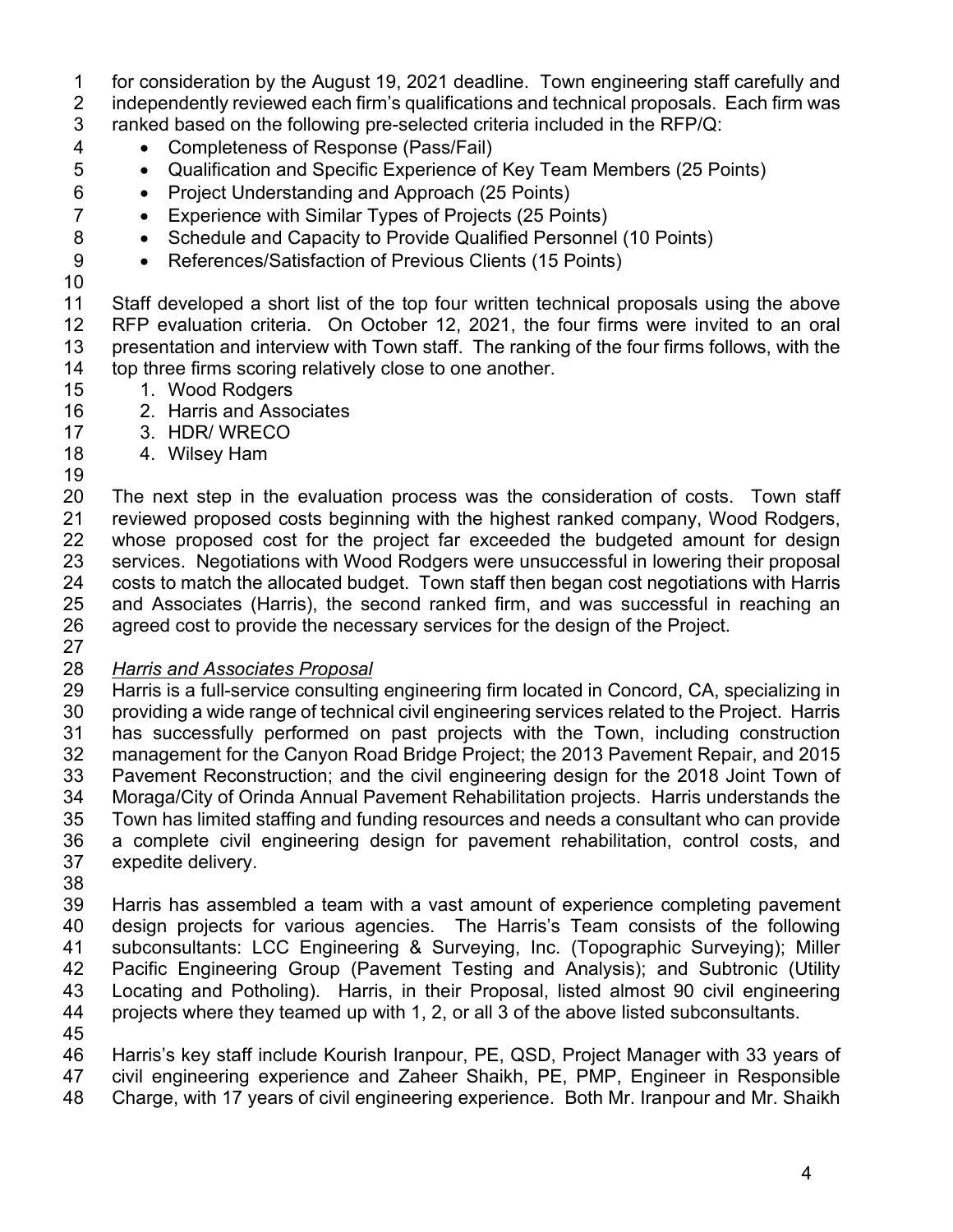for consideration by the August 19, 2021 deadline. Town engineering staff carefully and independently reviewed each firm's qualifications and technical proposals. Each firm was ranked based on the following pre-selected criteria included in the RFP/Q:

- Completeness of Response (Pass/Fail)
- Qualification and Specific Experience of Key Team Members (25 Points)
- Project Understanding and Approach (25 Points)
- Experience with Similar Types of Projects (25 Points)
- Schedule and Capacity to Provide Qualified Personnel (10 Points)
- References/Satisfaction of Previous Clients (15 Points)

Staff developed a short list of the top four written technical proposals using the above RFP evaluation criteria. On October 12, 2021, the four firms were invited to an oral presentation and interview with Town staff. The ranking of the four firms follows, with the top three firms scoring relatively close to one another.

1. Wood Rodgers
2. Harris and Associates
3. HDR/ WRECO
4. Wilsey Ham

The next step in the evaluation process was the consideration of costs. Town staff reviewed proposed costs beginning with the highest ranked company, Wood Rodgers, whose proposed cost for the project far exceeded the budgeted amount for design services. Negotiations with Wood Rodgers were unsuccessful in lowering their proposal costs to match the allocated budget. Town staff then began cost negotiations with Harris and Associates (Harris), the second ranked firm, and was successful in reaching an agreed cost to provide the necessary services for the design of the Project.

*Harris and Associates Proposal*

Harris is a full-service consulting engineering firm located in Concord, CA, specializing in providing a wide range of technical civil engineering services related to the Project. Harris has successfully performed on past projects with the Town, including construction management for the Canyon Road Bridge Project; the 2013 Pavement Repair, and 2015 Pavement Reconstruction; and the civil engineering design for the 2018 Joint Town of Moraga/City of Orinda Annual Pavement Rehabilitation projects. Harris understands the Town has limited staffing and funding resources and needs a consultant who can provide a complete civil engineering design for pavement rehabilitation, control costs, and expedite delivery.

Harris has assembled a team with a vast amount of experience completing pavement design projects for various agencies. The Harris's Team consists of the following subconsultants: LCC Engineering & Surveying, Inc. (Topographic Surveying); Miller Pacific Engineering Group (Pavement Testing and Analysis); and Subtronic (Utility Locating and Potholing). Harris, in their Proposal, listed almost 90 civil engineering projects where they teamed up with 1, 2, or all 3 of the above listed subconsultants.

Harris's key staff include Kourish Iranpour, PE, QSD, Project Manager with 33 years of civil engineering experience and Zaheer Shaikh, PE, PMP, Engineer in Responsible Charge, with 17 years of civil engineering experience. Both Mr. Iranpour and Mr. Shaikh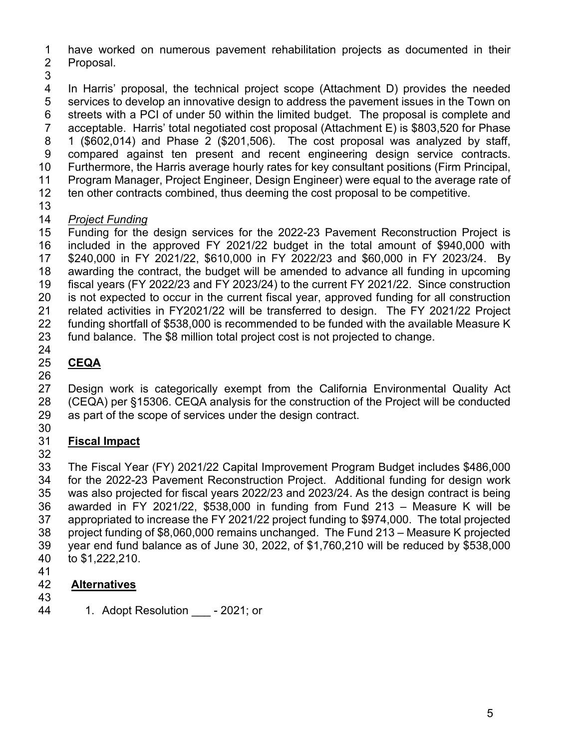have worked on numerous pavement rehabilitation projects as documented in their Proposal.

In Harris' proposal, the technical project scope (Attachment D) provides the needed services to develop an innovative design to address the pavement issues in the Town on streets with a PCI of under 50 within the limited budget. The proposal is complete and acceptable. Harris' total negotiated cost proposal (Attachment E) is $803,520 for Phase 1 ($602,014) and Phase 2 ($201,506). The cost proposal was analyzed by staff, compared against ten present and recent engineering design service contracts. Furthermore, the Harris average hourly rates for key consultant positions (Firm Principal, Program Manager, Project Engineer, Design Engineer) were equal to the average rate of ten other contracts combined, thus deeming the cost proposal to be competitive.

*Project Funding*

Funding for the design services for the 2022-23 Pavement Reconstruction Project is included in the approved FY 2021/22 budget in the total amount of $940,000 with $240,000 in FY 2021/22, $610,000 in FY 2022/23 and $60,000 in FY 2023/24. By awarding the contract, the budget will be amended to advance all funding in upcoming fiscal years (FY 2022/23 and FY 2023/24) to the current FY 2021/22. Since construction is not expected to occur in the current fiscal year, approved funding for all construction related activities in FY2021/22 will be transferred to design. The FY 2021/22 Project funding shortfall of $538,000 is recommended to be funded with the available Measure K fund balance. The $8 million total project cost is not projected to change.

## CEQA

Design work is categorically exempt from the California Environmental Quality Act (CEQA) per §15306. CEQA analysis for the construction of the Project will be conducted as part of the scope of services under the design contract.

## Fiscal Impact

The Fiscal Year (FY) 2021/22 Capital Improvement Program Budget includes $486,000 for the 2022-23 Pavement Reconstruction Project. Additional funding for design work was also projected for fiscal years 2022/23 and 2023/24. As the design contract is being awarded in FY 2021/22, $538,000 in funding from Fund 213 – Measure K will be appropriated to increase the FY 2021/22 project funding to $974,000. The total projected project funding of $8,060,000 remains unchanged. The Fund 213 – Measure K projected year end fund balance as of June 30, 2022, of $1,760,210 will be reduced by $538,000 to $1,222,210.

## Alternatives

1. Adopt Resolution ___ - 2021; or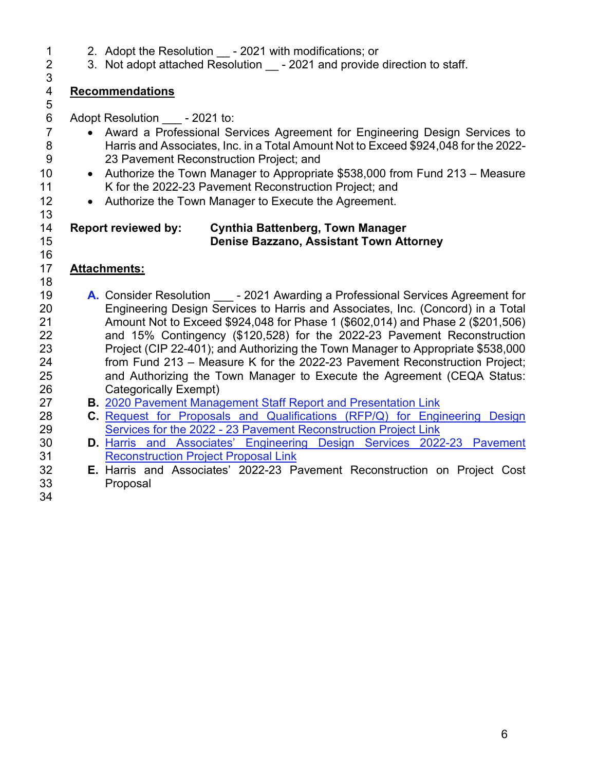2. Adopt the Resolution __ - 2021 with modifications; or
3. Not adopt attached Resolution __ - 2021 and provide direction to staff.

## Recommendations

Adopt Resolution ___ - 2021 to:

- Award a Professional Services Agreement for Engineering Design Services to Harris and Associates, Inc. in a Total Amount Not to Exceed $924,048 for the 2022-23 Pavement Reconstruction Project; and
- Authorize the Town Manager to Appropriate $538,000 from Fund 213 – Measure K for the 2022-23 Pavement Reconstruction Project; and
- Authorize the Town Manager to Execute the Agreement.

**Report reviewed by:** **Cynthia Battenberg, Town Manager**
**Denise Bazzano, Assistant Town Attorney**

## Attachments:

**A.** Consider Resolution ___ - 2021 Awarding a Professional Services Agreement for Engineering Design Services to Harris and Associates, Inc. (Concord) in a Total Amount Not to Exceed $924,048 for Phase 1 ($602,014) and Phase 2 ($201,506) and 15% Contingency ($120,528) for the 2022-23 Pavement Reconstruction Project (CIP 22-401); and Authorizing the Town Manager to Appropriate $538,000 from Fund 213 – Measure K for the 2022-23 Pavement Reconstruction Project; and Authorizing the Town Manager to Execute the Agreement (CEQA Status: Categorically Exempt)

**B.** 2020 Pavement Management Staff Report and Presentation Link

**C.** Request for Proposals and Qualifications (RFP/Q) for Engineering Design Services for the 2022 - 23 Pavement Reconstruction Project Link

**D.** Harris and Associates' Engineering Design Services 2022-23 Pavement Reconstruction Project Proposal Link

**E.** Harris and Associates' 2022-23 Pavement Reconstruction on Project Cost Proposal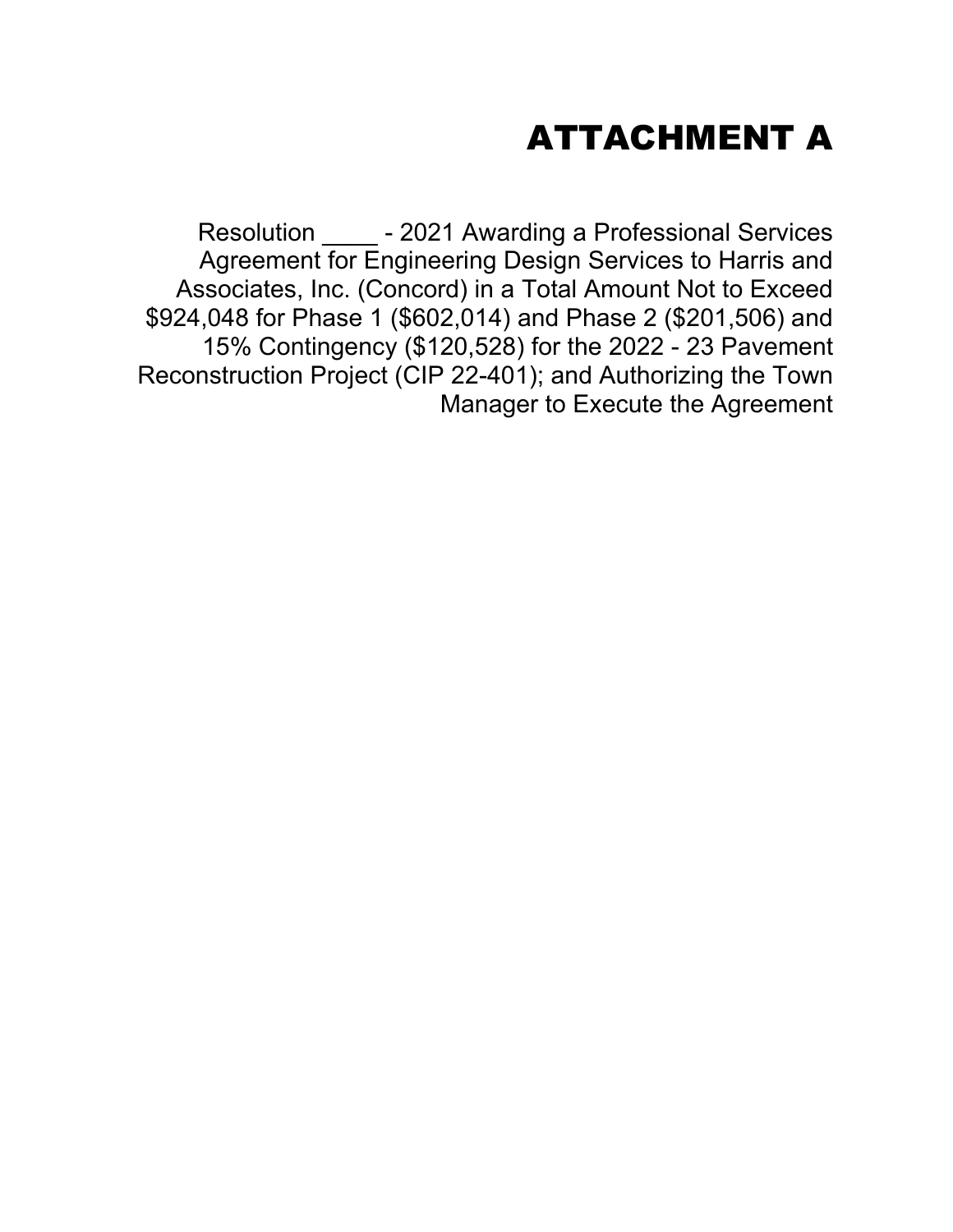# ATTACHMENT A

Resolution ____ - 2021 Awarding a Professional Services Agreement for Engineering Design Services to Harris and Associates, Inc. (Concord) in a Total Amount Not to Exceed $924,048 for Phase 1 ($602,014) and Phase 2 ($201,506) and 15% Contingency ($120,528) for the 2022 - 23 Pavement Reconstruction Project (CIP 22-401); and Authorizing the Town Manager to Execute the Agreement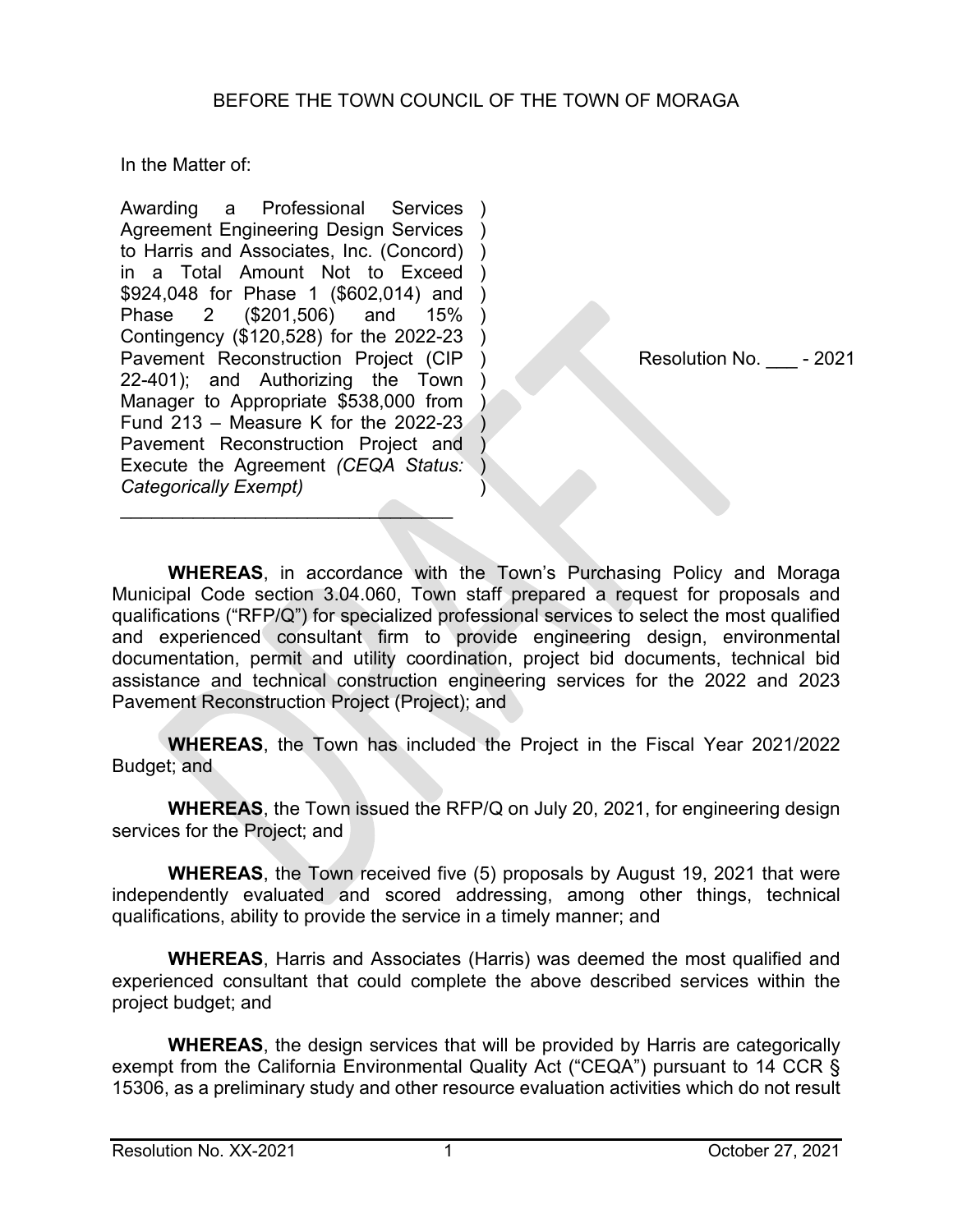BEFORE THE TOWN COUNCIL OF THE TOWN OF MORAGA

In the Matter of:

| | |
|---|---|
| Awarding a Professional Services Agreement Engineering Design Services to Harris and Associates, Inc. (Concord) in a Total Amount Not to Exceed $924,048 for Phase 1 ($602,014) and Phase 2 ($201,506) and 15% Contingency ($120,528) for the 2022-23 Pavement Reconstruction Project (CIP 22-401); and Authorizing the Town Manager to Appropriate $538,000 from Fund 213 – Measure K for the 2022-23 Pavement Reconstruction Project and Execute the Agreement *(CEQA Status: Categorically Exempt)* | Resolution No. ___ - 2021 |

**WHEREAS**, in accordance with the Town's Purchasing Policy and Moraga Municipal Code section 3.04.060, Town staff prepared a request for proposals and qualifications ("RFP/Q") for specialized professional services to select the most qualified and experienced consultant firm to provide engineering design, environmental documentation, permit and utility coordination, project bid documents, technical bid assistance and technical construction engineering services for the 2022 and 2023 Pavement Reconstruction Project (Project); and

**WHEREAS**, the Town has included the Project in the Fiscal Year 2021/2022 Budget; and

**WHEREAS**, the Town issued the RFP/Q on July 20, 2021, for engineering design services for the Project; and

**WHEREAS**, the Town received five (5) proposals by August 19, 2021 that were independently evaluated and scored addressing, among other things, technical qualifications, ability to provide the service in a timely manner; and

**WHEREAS**, Harris and Associates (Harris) was deemed the most qualified and experienced consultant that could complete the above described services within the project budget; and

**WHEREAS**, the design services that will be provided by Harris are categorically exempt from the California Environmental Quality Act ("CEQA") pursuant to 14 CCR § 15306, as a preliminary study and other resource evaluation activities which do not result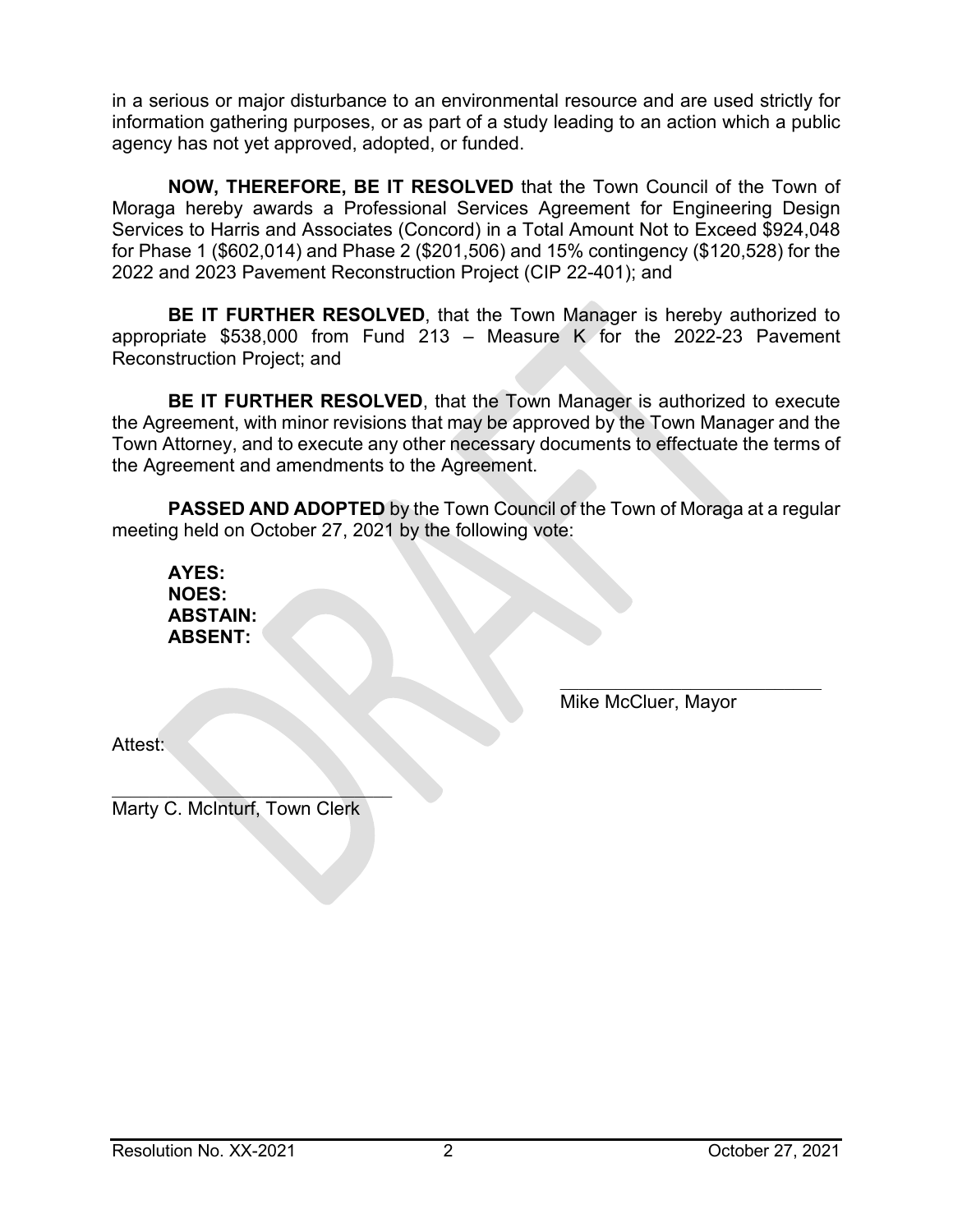in a serious or major disturbance to an environmental resource and are used strictly for information gathering purposes, or as part of a study leading to an action which a public agency has not yet approved, adopted, or funded.

**NOW, THEREFORE, BE IT RESOLVED** that the Town Council of the Town of Moraga hereby awards a Professional Services Agreement for Engineering Design Services to Harris and Associates (Concord) in a Total Amount Not to Exceed $924,048 for Phase 1 ($602,014) and Phase 2 ($201,506) and 15% contingency ($120,528) for the 2022 and 2023 Pavement Reconstruction Project (CIP 22-401); and

**BE IT FURTHER RESOLVED**, that the Town Manager is hereby authorized to appropriate $538,000 from Fund 213 – Measure K for the 2022-23 Pavement Reconstruction Project; and

**BE IT FURTHER RESOLVED**, that the Town Manager is authorized to execute the Agreement, with minor revisions that may be approved by the Town Manager and the Town Attorney, and to execute any other necessary documents to effectuate the terms of the Agreement and amendments to the Agreement.

**PASSED AND ADOPTED** by the Town Council of the Town of Moraga at a regular meeting held on October 27, 2021 by the following vote:

**AYES:**
**NOES:**
**ABSTAIN:**
**ABSENT:**

\_\_\_\_\_\_\_\_\_\_\_\_\_\_\_\_\_\_\_\_\_\_\_\_\_\_\_\_
Mike McCluer, Mayor

Attest:

\_\_\_\_\_\_\_\_\_\_\_\_\_\_\_\_\_\_\_\_\_\_\_\_\_\_\_\_
Marty C. McInturf, Town Clerk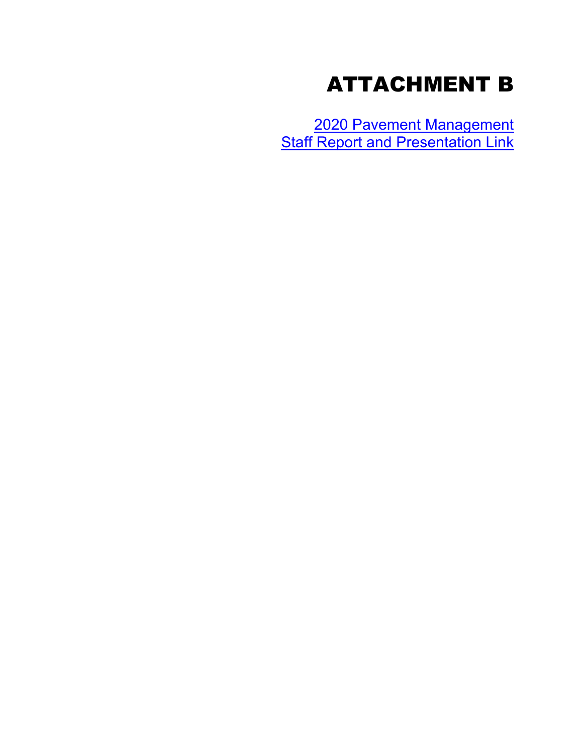# ATTACHMENT B

[2020 Pavement Management Staff Report and Presentation Link]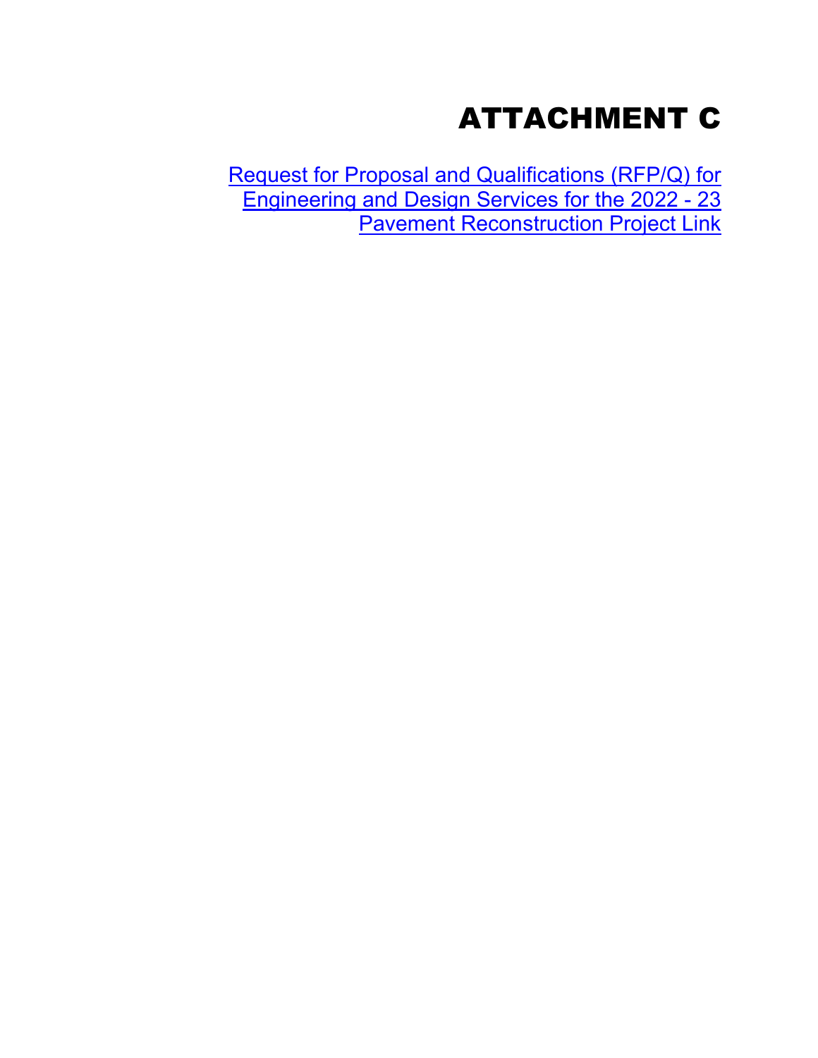# ATTACHMENT C

Request for Proposal and Qualifications (RFP/Q) for Engineering and Design Services for the 2022 - 23 Pavement Reconstruction Project Link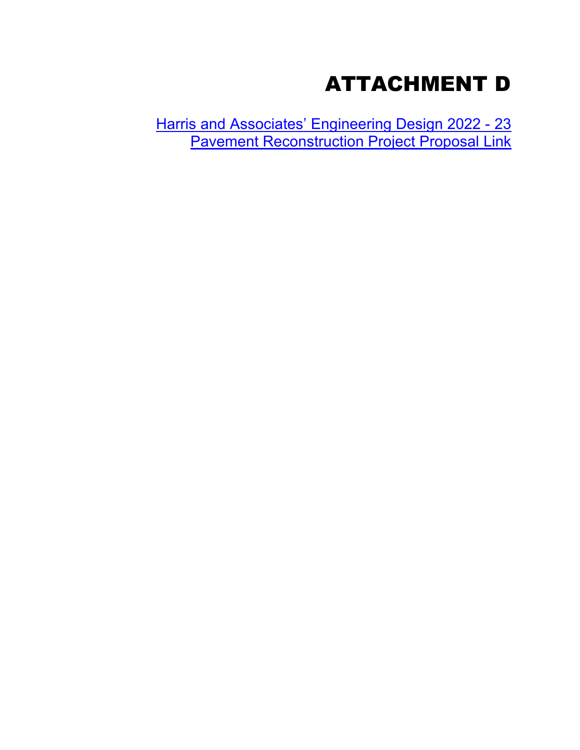# ATTACHMENT D

Harris and Associates' Engineering Design 2022 - 23 Pavement Reconstruction Project Proposal Link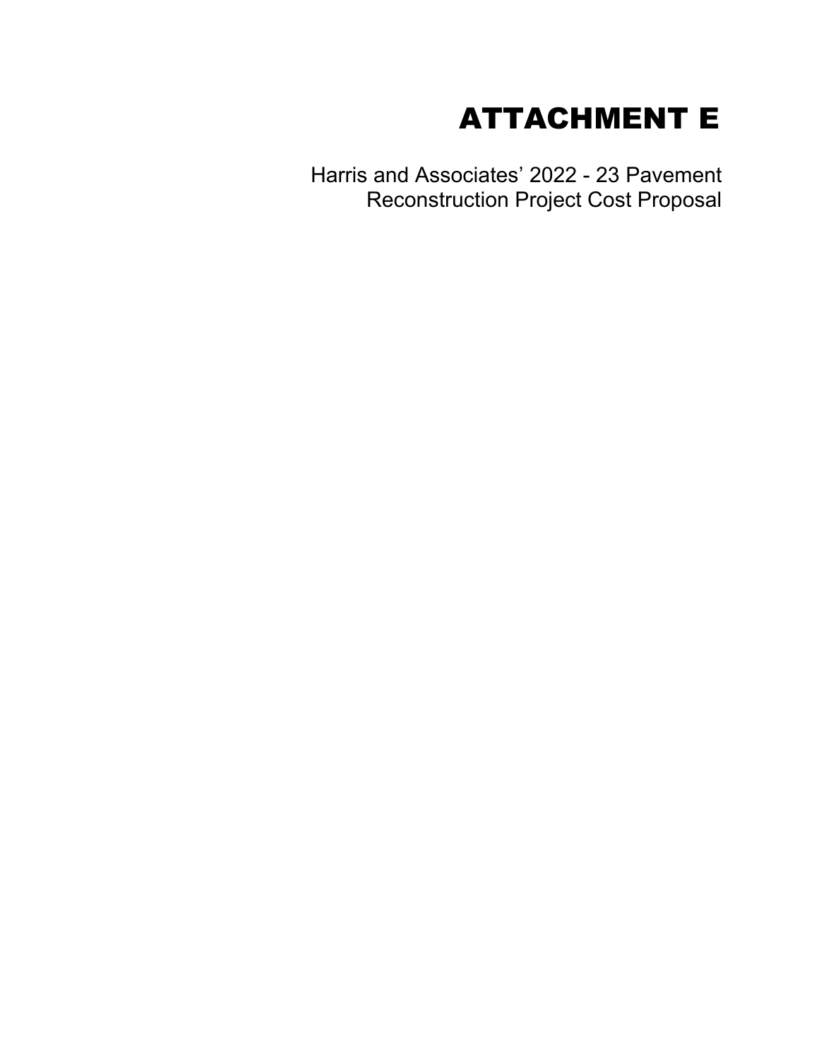# ATTACHMENT E

Harris and Associates' 2022 - 23 Pavement Reconstruction Project Cost Proposal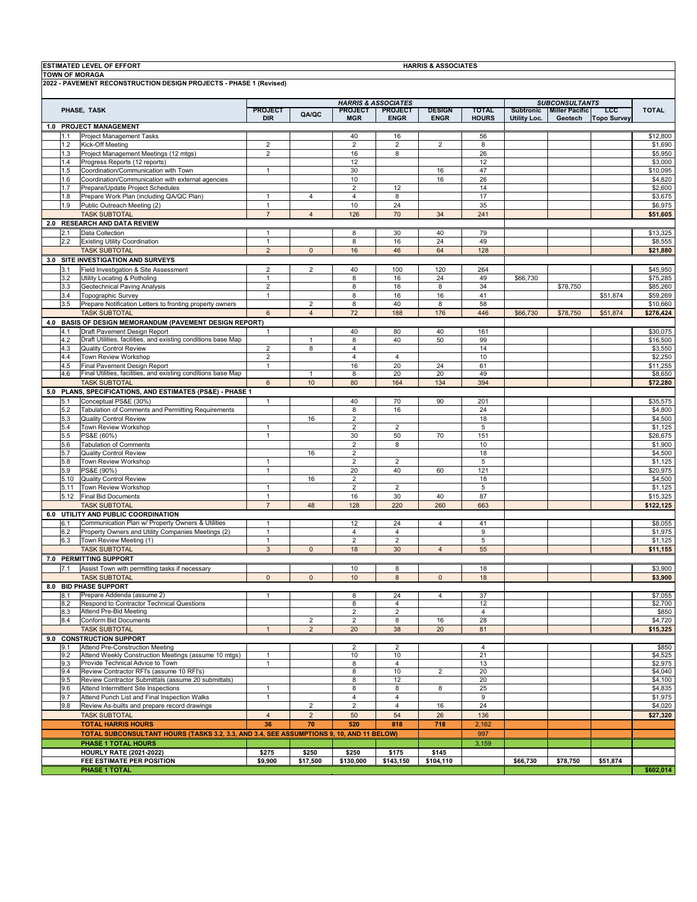**ESTIMATED LEVEL OF EFFORT** — **HARRIS & ASSOCIATES**

**TOWN OF MORAGA**

**2022 - PAVEMENT RECONSTRUCTION DESIGN PROJECTS - PHASE 1 (Revised)**

| PHASE, TASK | | HARRIS & ASSOCIATES | | | | | | SUBCONSULTANTS | | | TOTAL |
|---|---|---|---|---|---|---|---|---|---|---|---|
| | | PROJECT DIR | QA/QC | PROJECT MGR | PROJECT ENGR | DESIGN ENGR | TOTAL HOURS | Subtronic Utility Loc. | Miller Pacific Geotech | LCC Topo Survey | |
| **1.0** | **PROJECT MANAGEMENT** | | | | | | | | | | |
| 1.1 | Project Management Tasks | | | 40 | 16 | | 56 | | | | $12,800 |
| 1.2 | Kick-Off Meeting | 2 | | 2 | 2 | 2 | 8 | | | | $1,690 |
| 1.3 | Project Management Meetings (12 mtgs) | 2 | | 16 | 8 | | 26 | | | | $5,950 |
| 1.4 | Progress Reports (12 reports) | | | 12 | | | 12 | | | | $3,000 |
| 1.5 | Coordination/Communication with Town | 1 | | 30 | | 16 | 47 | | | | $10,095 |
| 1.6 | Coordination/Communication with external agencies | | | 10 | | 16 | 26 | | | | $4,820 |
| 1.7 | Prepare/Update Project Schedules | | | 2 | 12 | | 14 | | | | $2,600 |
| 1.8 | Prepare Work Plan (including QA/QC Plan) | 1 | 4 | 4 | 8 | | 17 | | | | $3,675 |
| 1.9 | Public Outreach Meeting (2) | 1 | | 10 | 24 | | 35 | | | | $6,975 |
| | TASK SUBTOTAL | 7 | 4 | 126 | 70 | 34 | 241 | | | | **$51,605** |
| **2.0** | **RESEARCH AND DATA REVIEW** | | | | | | | | | | |
| 2.1 | Data Collection | 1 | | 8 | 30 | 40 | 79 | | | | $13,325 |
| 2.2 | Existing Utility Coordination | 1 | | 8 | 16 | 24 | 49 | | | | $8,555 |
| | TASK SUBTOTAL | 2 | 0 | 16 | 46 | 64 | 128 | | | | **$21,880** |
| **3.0** | **SITE INVESTIGATION AND SURVEYS** | | | | | | | | | | |
| 3.1 | Field Investigation & Site Assessment | 2 | 2 | 40 | 100 | 120 | 264 | | | | $45,950 |
| 3.2 | Utility Locating & Potholing | 1 | | 8 | 16 | 24 | 49 | $66,730 | | | $75,285 |
| 3.3 | Geotechnical Paving Analysis | 2 | | 8 | 16 | 8 | 34 | | $78,750 | | $85,260 |
| 3.4 | Topographic Survey | 1 | | 8 | 16 | 16 | 41 | | | $51,874 | $59,269 |
| 3.5 | Prepare Notification Letters to fronting property owners | | 2 | 8 | 40 | 8 | 58 | | | | $10,660 |
| | TASK SUBTOTAL | 6 | 4 | 72 | 188 | 176 | 446 | $66,730 | $78,750 | $51,874 | **$276,424** |
| **4.0** | **BASIS OF DESIGN MEMORANDUM (PAVEMENT DESIGN REPORT)** | | | | | | | | | | |
| 4.1 | Draft Pavement Design Report | 1 | | 40 | 80 | 40 | 161 | | | | $30,075 |
| 4.2 | Draft Utilities, facilities, and existing conditions base Map | | 1 | 8 | 40 | 50 | 99 | | | | $16,500 |
| 4.3 | Quality Control Review | 2 | 8 | 4 | | | 14 | | | | $3,550 |
| 4.4 | Town Review Workshop | 2 | | 4 | 4 | | 10 | | | | $2,250 |
| 4.5 | Final Pavement Design Report | 1 | | 16 | 20 | 24 | 61 | | | | $11,255 |
| 4.6 | Final Utilities, facilities, and existing conditions base Map | | 1 | 8 | 20 | 20 | 49 | | | | $8,650 |
| | TASK SUBTOTAL | 6 | 10 | 80 | 164 | 134 | 394 | | | | **$72,280** |
| **5.0** | **PLANS, SPECIFICATIONS, AND ESTIMATES (PS&E) - PHASE 1** | | | | | | | | | | |
| 5.1 | Conceptual PS&E (30%) | 1 | | 40 | 70 | 90 | 201 | | | | $35,575 |
| 5.2 | Tabulation of Comments and Permitting Requirements | | | 8 | 16 | | 24 | | | | $4,800 |
| 5.3 | Quality Control Review | | 16 | 2 | | | 18 | | | | $4,500 |
| 5.4 | Town Review Workshop | 1 | | 2 | 2 | | 5 | | | | $1,125 |
| 5.5 | PS&E (60%) | 1 | | 30 | 50 | 70 | 151 | | | | $26,675 |
| 5.6 | Tabulation of Comments | | | 2 | 8 | | 10 | | | | $1,900 |
| 5.7 | Quality Control Review | | 16 | 2 | | | 18 | | | | $4,500 |
| 5.8 | Town Review Workshop | 1 | | 2 | 2 | | 5 | | | | $1,125 |
| 5.9 | PS&E (90%) | 1 | | 20 | 40 | 60 | 121 | | | | $20,975 |
| 5.10 | Quality Control Review | | 16 | 2 | | | 18 | | | | $4,500 |
| 5.11 | Town Review Workshop | 1 | | 2 | 2 | | 5 | | | | $1,125 |
| 5.12 | Final Bid Documents | 1 | | 16 | 30 | 40 | 87 | | | | $15,325 |
| | TASK SUBTOTAL | 7 | 48 | 128 | 220 | 260 | 663 | | | | **$122,125** |
| **6.0** | **UTILITY AND PUBLIC COORDINATION** | | | | | | | | | | |
| 6.1 | Communication Plan w/ Property Owners & Utilities | 1 | | 12 | 24 | 4 | 41 | | | | $8,055 |
| 6.2 | Property Owners and Utility Companies Meetings (2) | 1 | | 4 | 4 | | 9 | | | | $1,975 |
| 6.3 | Town Review Meeting (1) | 1 | | 2 | 2 | | 5 | | | | $1,125 |
| | TASK SUBTOTAL | 3 | 0 | 18 | 30 | 4 | 55 | | | | **$11,155** |
| **7.0** | **PERMITTING SUPPORT** | | | | | | | | | | |
| 7.1 | Assist Town with permitting tasks if necessary | | | 10 | 8 | | 18 | | | | $3,900 |
| | TASK SUBTOTAL | 0 | 0 | 10 | 8 | 0 | 18 | | | | **$3,900** |
| **8.0** | **BID PHASE SUPPORT** | | | | | | | | | | |
| 8.1 | Prepare Addenda (assume 2) | 1 | | 8 | 24 | 4 | 37 | | | | $7,055 |
| 8.2 | Respond to Contractor Technical Questions | | | 8 | 4 | | 12 | | | | $2,700 |
| 8.3 | Attend Pre-Bid Meeting | | | 2 | 2 | | 4 | | | | $850 |
| 8.4 | Conform Bid Documents | | 2 | 2 | 8 | 16 | 28 | | | | $4,720 |
| | TASK SUBTOTAL | 1 | 2 | 20 | 38 | 20 | 81 | | | | **$15,325** |
| **9.0** | **CONSTRUCTION SUPPORT** | | | | | | | | | | |
| 9.1 | Attend Pre-Construction Meeting | | | 2 | 2 | | 4 | | | | $850 |
| 9.2 | Attend Weekly Construction Meetings (assume 10 mtgs) | 1 | | 10 | 10 | | 21 | | | | $4,525 |
| 9.3 | Provide Technical Advice to Town | 1 | | 8 | 4 | | 13 | | | | $2,975 |
| 9.4 | Review Contractor RFI's (assume 10 RFI's) | | | 8 | 10 | 2 | 20 | | | | $4,040 |
| 9.5 | Review Contractor Submittals (assume 20 submittals) | | | 8 | 12 | | 20 | | | | $4,100 |
| 9.6 | Attend Intermittent Site Inspections | 1 | | 8 | 8 | 8 | 25 | | | | $4,835 |
| 9.7 | Attend Punch List and Final Inspection Walks | 1 | | 4 | 4 | | 9 | | | | $1,975 |
| 9.8 | Review As-builts and prepare record drawings | | 2 | 2 | 4 | 16 | 24 | | | | $4,020 |
| | TASK SUBTOTAL | 4 | 2 | 50 | 54 | 26 | 136 | | | | **$27,320** |
| | **TOTAL HARRIS HOURS** | 36 | 70 | 520 | 818 | 718 | 2,162 | | | | |
| | **TOTAL SUBCONSULTANT HOURS (TASKS 3.2, 3.3, AND 3.4, SEE ASSUMPTIONS 9, 10, AND 11 BELOW)** | | | | | | 997 | | | | |
| | **PHASE 1 TOTAL HOURS** | | | | | | 3,159 | | | | |
| | **HOURLY RATE (2021-2022)** | $275 | $250 | $250 | $175 | $145 | | | | | |
| | **FEE ESTIMATE PER POSITION** | $9,900 | $17,500 | $130,000 | $143,150 | $104,110 | | $66,730 | $78,750 | $51,874 | |
| | **PHASE 1 TOTAL** | | | | | | | | | | **$602,014** |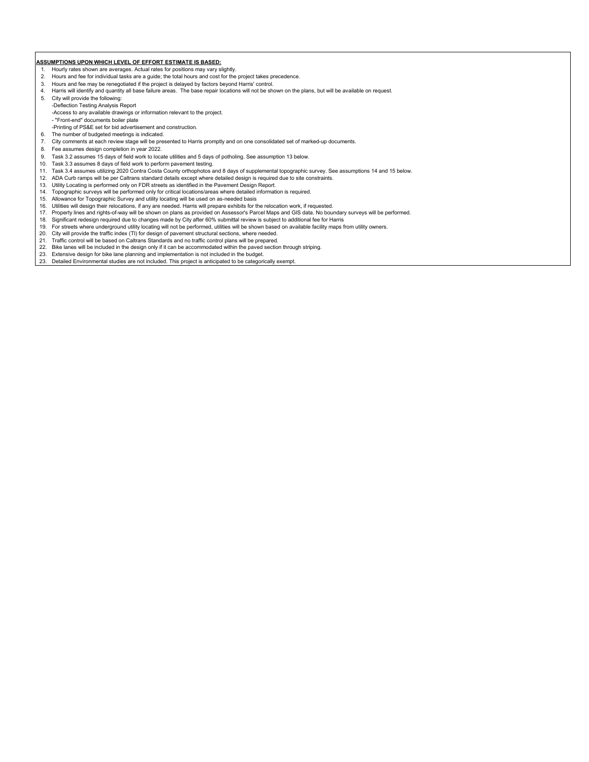**ASSUMPTIONS UPON WHICH LEVEL OF EFFORT ESTIMATE IS BASED:**

1. Hourly rates shown are averages. Actual rates for positions may vary slightly.
2. Hours and fee for individual tasks are a guide; the total hours and cost for the project takes precedence.
3. Hours and fee may be renegotiated if the project is delayed by factors beyond Harris' control.
4. Harris will identify and quantity all base failure areas. The base repair locations will not be shown on the plans, but will be available on request.
5. City will provide the following:
   -Deflection Testing Analysis Report
   -Access to any available drawings or information relevant to the project.
   - "Front-end" documents boiler plate
   -Printing of PS&E set for bid advertisement and construction.
6. The number of budgeted meetings is indicated.
7. City comments at each review stage will be presented to Harris promptly and on one consolidated set of marked-up documents.
8. Fee assumes design completion in year 2022.
9. Task 3.2 assumes 15 days of field work to locate utilities and 5 days of potholing. See assumption 13 below.
10. Task 3.3 assumes 8 days of field work to perform pavement testing.
11. Task 3.4 assumes utilizing 2020 Contra Costa County orthophotos and 8 days of supplemental topographic survey. See assumptions 14 and 15 below.
12. ADA Curb ramps will be per Caltrans standard details except where detailed design is required due to site constraints.
13. Utility Locating is performed only on FDR streets as identified in the Pavement Design Report.
14. Topographic surveys will be performed only for critical locations/areas where detailed information is required.
15. Allowance for Topographic Survey and utility locating will be used on as-needed basis
16. Utilities will design their relocations, if any are needed. Harris will prepare exhibits for the relocation work, if requested.
17. Property lines and rights-of-way will be shown on plans as provided on Assessor's Parcel Maps and GIS data. No boundary surveys will be performed.
18. Significant redesign required due to changes made by City after 60% submittal review is subject to additional fee for Harris
19. For streets where underground utility locating will not be performed, utilities will be shown based on available facility maps from utility owners.
20. City will provide the traffic index (TI) for design of pavement structural sections, where needed.
21. Traffic control will be based on Caltrans Standards and no traffic control plans will be prepared.
22. Bike lanes will be included in the design only if it can be accommodated within the paved section through striping.
23. Extensive design for bike lane planning and implementation is not included in the budget.
23. Detailed Environmental studies are not included. This project is anticipated to be categorically exempt.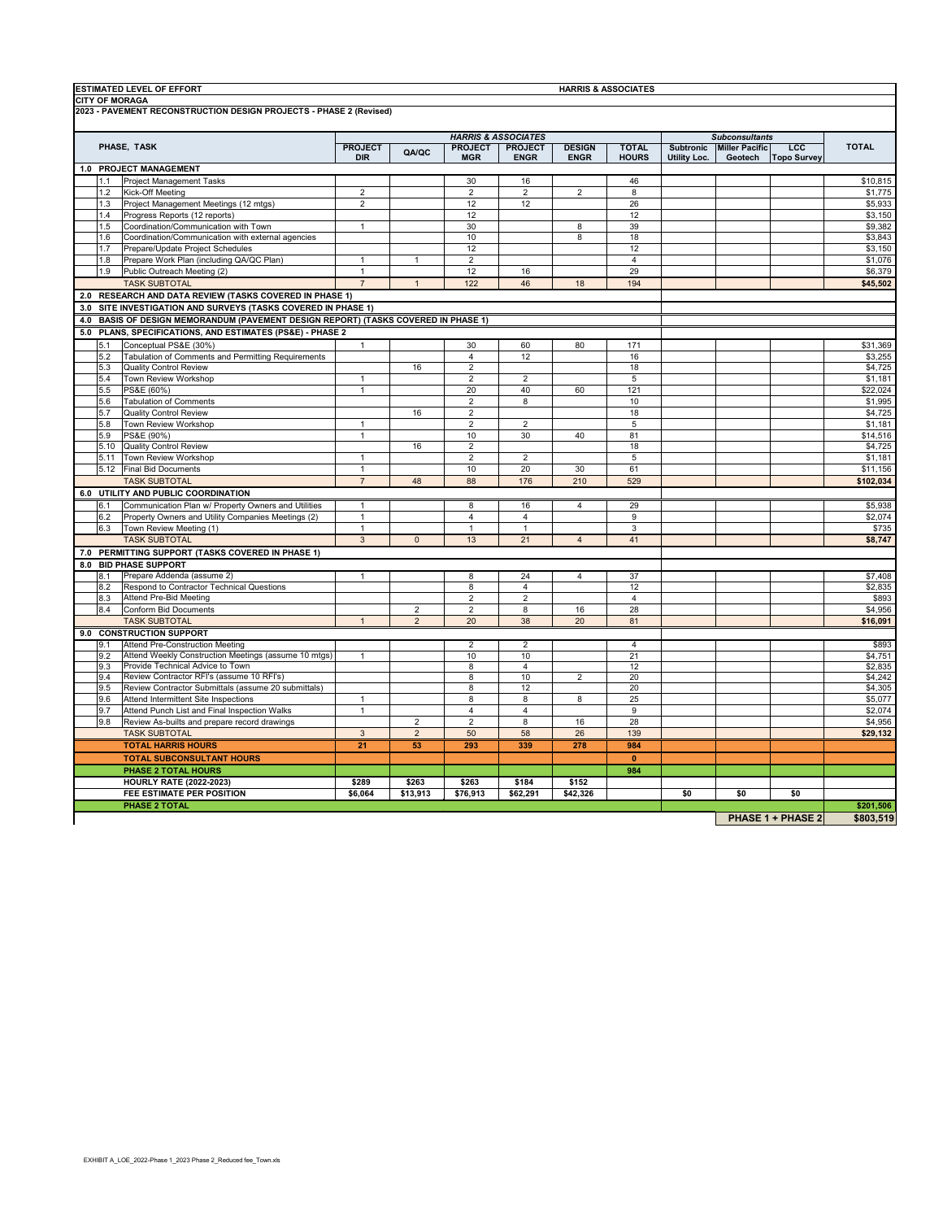**ESTIMATED LEVEL OF EFFORT** — **HARRIS & ASSOCIATES**

**CITY OF MORAGA**

**2023 - PAVEMENT RECONSTRUCTION DESIGN PROJECTS - PHASE 2 (Revised)**

| PHASE, TASK | | HARRIS & ASSOCIATES | | | | | | Subconsultants | | | TOTAL |
|---|---|---|---|---|---|---|---|---|---|---|---|
| | | PROJECT DIR | QA/QC | PROJECT MGR | PROJECT ENGR | DESIGN ENGR | TOTAL HOURS | Subtronic Utility Loc. | Miller Pacific Geotech | LCC Topo Survey | |
| **1.0 PROJECT MANAGEMENT** | | | | | | | | | | | |
| 1.1 | Project Management Tasks | | | 30 | 16 | | 46 | | | | $10,815 |
| 1.2 | Kick-Off Meeting | 2 | | 2 | 2 | 2 | 8 | | | | $1,775 |
| 1.3 | Project Management Meetings (12 mtgs) | 2 | | 12 | 12 | | 26 | | | | $5,933 |
| 1.4 | Progress Reports (12 reports) | | | 12 | | | 12 | | | | $3,150 |
| 1.5 | Coordination/Communication with Town | 1 | | 30 | | 8 | 39 | | | | $9,382 |
| 1.6 | Coordination/Communication with external agencies | | | 10 | | 8 | 18 | | | | $3,843 |
| 1.7 | Prepare/Update Project Schedules | | | 12 | | | 12 | | | | $3,150 |
| 1.8 | Prepare Work Plan (including QA/QC Plan) | 1 | 1 | 2 | | | 4 | | | | $1,076 |
| 1.9 | Public Outreach Meeting (2) | 1 | | 12 | 16 | | 29 | | | | $6,379 |
| | TASK SUBTOTAL | 7 | 1 | 122 | 46 | 18 | 194 | | | | **$45,502** |
| **2.0 RESEARCH AND DATA REVIEW (TASKS COVERED IN PHASE 1)** | | | | | | | | | | | |
| **3.0 SITE INVESTIGATION AND SURVEYS (TASKS COVERED IN PHASE 1)** | | | | | | | | | | | |
| **4.0 BASIS OF DESIGN MEMORANDUM (PAVEMENT DESIGN REPORT) (TASKS COVERED IN PHASE 1)** | | | | | | | | | | | |
| **5.0 PLANS, SPECIFICATIONS, AND ESTIMATES (PS&E) - PHASE 2** | | | | | | | | | | | |
| 5.1 | Conceptual PS&E (30%) | 1 | | 30 | 60 | 80 | 171 | | | | $31,369 |
| 5.2 | Tabulation of Comments and Permitting Requirements | | | 4 | 12 | | 16 | | | | $3,255 |
| 5.3 | Quality Control Review | | 16 | 2 | | | 18 | | | | $4,725 |
| 5.4 | Town Review Workshop | 1 | | 2 | 2 | | 5 | | | | $1,181 |
| 5.5 | PS&E (60%) | 1 | | 20 | 40 | 60 | 121 | | | | $22,024 |
| 5.6 | Tabulation of Comments | | | 2 | 8 | | 10 | | | | $1,995 |
| 5.7 | Quality Control Review | | 16 | 2 | | | 18 | | | | $4,725 |
| 5.8 | Town Review Workshop | 1 | | 2 | 2 | | 5 | | | | $1,181 |
| 5.9 | PS&E (90%) | 1 | | 10 | 30 | 40 | 81 | | | | $14,516 |
| 5.10 | Quality Control Review | | 16 | 2 | | | 18 | | | | $4,725 |
| 5.11 | Town Review Workshop | 1 | | 2 | 2 | | 5 | | | | $1,181 |
| 5.12 | Final Bid Documents | 1 | | 10 | 20 | 30 | 61 | | | | $11,156 |
| | TASK SUBTOTAL | 7 | 48 | 88 | 176 | 210 | 529 | | | | **$102,034** |
| **6.0 UTILITY AND PUBLIC COORDINATION** | | | | | | | | | | | |
| 6.1 | Communication Plan w/ Property Owners and Utilities | 1 | | 8 | 16 | 4 | 29 | | | | $5,938 |
| 6.2 | Property Owners and Utility Companies Meetings (2) | 1 | | 4 | 4 | | 9 | | | | $2,074 |
| 6.3 | Town Review Meeting (1) | 1 | | 1 | 1 | | 3 | | | | $735 |
| | TASK SUBTOTAL | 3 | 0 | 13 | 21 | 4 | 41 | | | | **$8,747** |
| **7.0 PERMITTING SUPPORT (TASKS COVERED IN PHASE 1)** | | | | | | | | | | | |
| **8.0 BID PHASE SUPPORT** | | | | | | | | | | | |
| 8.1 | Prepare Addenda (assume 2) | 1 | | 8 | 24 | 4 | 37 | | | | $7,408 |
| 8.2 | Respond to Contractor Technical Questions | | | 8 | 4 | | 12 | | | | $2,835 |
| 8.3 | Attend Pre-Bid Meeting | | | 2 | 2 | | 4 | | | | $893 |
| 8.4 | Conform Bid Documents | | 2 | 2 | 8 | 16 | 28 | | | | $4,956 |
| | TASK SUBTOTAL | 1 | 2 | 20 | 38 | 20 | 81 | | | | **$16,091** |
| **9.0 CONSTRUCTION SUPPORT** | | | | | | | | | | | |
| 9.1 | Attend Pre-Construction Meeting | | | 2 | 2 | | 4 | | | | $893 |
| 9.2 | Attend Weekly Construction Meetings (assume 10 mtgs) | 1 | | 10 | 10 | | 21 | | | | $4,751 |
| 9.3 | Provide Technical Advice to Town | | | 8 | 4 | | 12 | | | | $2,835 |
| 9.4 | Review Contractor RFI's (assume 10 RFI's) | | | 8 | 10 | 2 | 20 | | | | $4,242 |
| 9.5 | Review Contractor Submittals (assume 20 submittals) | | | 8 | 12 | | 20 | | | | $4,305 |
| 9.6 | Attend Intermittent Site Inspections | 1 | | 8 | 8 | 8 | 25 | | | | $5,077 |
| 9.7 | Attend Punch List and Final Inspection Walks | 1 | | 4 | 4 | | 9 | | | | $2,074 |
| 9.8 | Review As-builts and prepare record drawings | | 2 | 2 | 8 | 16 | 28 | | | | $4,956 |
| | TASK SUBTOTAL | 3 | 2 | 50 | 58 | 26 | 139 | | | | **$29,132** |
| | **TOTAL HARRIS HOURS** | **21** | **53** | **293** | **339** | **278** | **984** | | | | |
| | **TOTAL SUBCONSULTANT HOURS** | | | | | | **0** | | | | |
| | **PHASE 2 TOTAL HOURS** | | | | | | **984** | | | | |
| | **HOURLY RATE (2022-2023)** | **$289** | **$263** | **$263** | **$184** | **$152** | | | | | |
| | **FEE ESTIMATE PER POSITION** | **$6,064** | **$13,913** | **$76,913** | **$62,291** | **$42,326** | | **$0** | **$0** | **$0** | |
| | **PHASE 2 TOTAL** | | | | | | | | | | **$201,506** |
| | | | | | | | | | **PHASE 1 + PHASE 2** | | **$803,519** |

EXHIBIT A_LOE_2022-Phase 1_2023 Phase 2_Reduced fee_Town.xls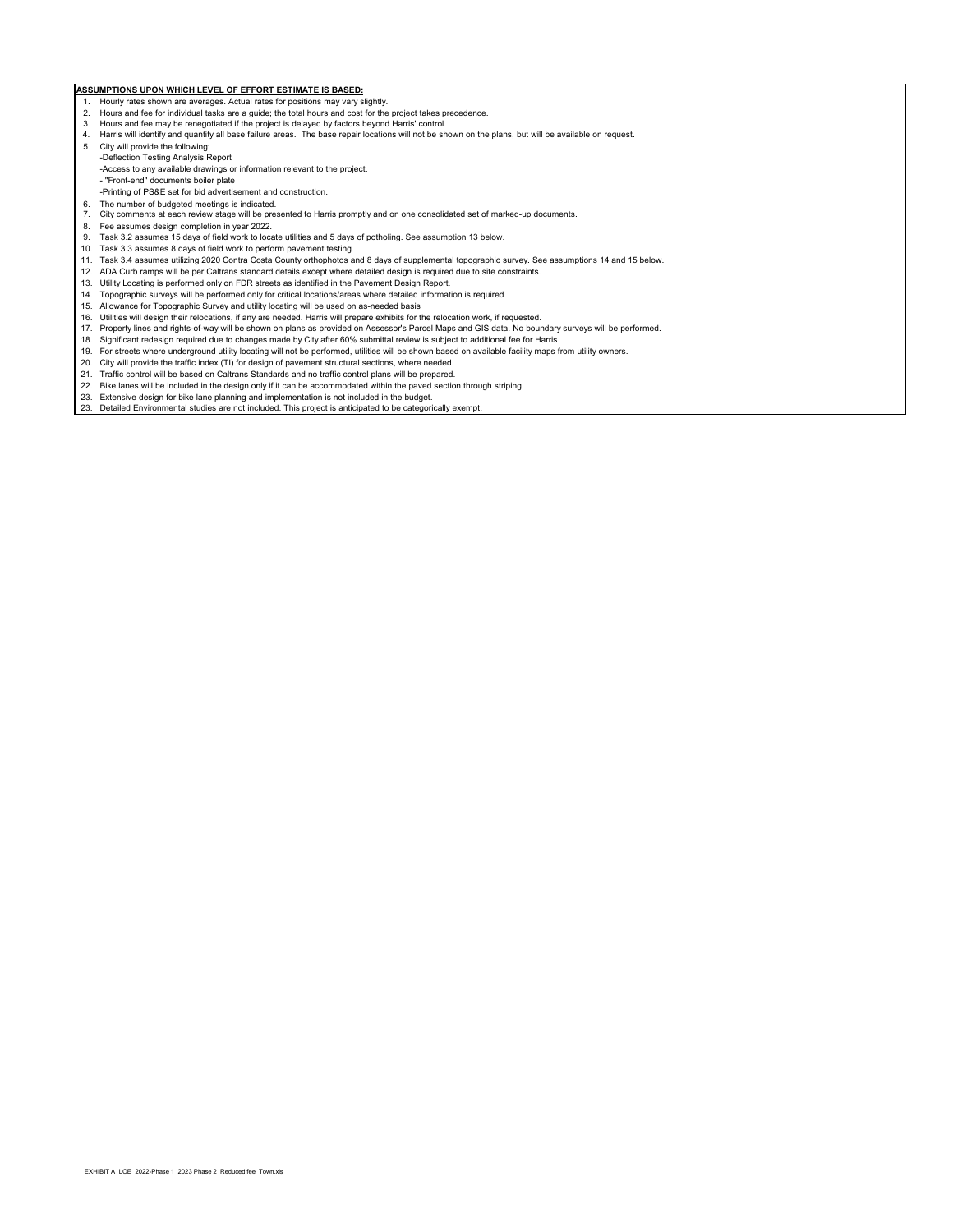**ASSUMPTIONS UPON WHICH LEVEL OF EFFORT ESTIMATE IS BASED:**

1. Hourly rates shown are averages. Actual rates for positions may vary slightly.
2. Hours and fee for individual tasks are a guide; the total hours and cost for the project takes precedence.
3. Hours and fee may be renegotiated if the project is delayed by factors beyond Harris' control.
4. Harris will identify and quantity all base failure areas. The base repair locations will not be shown on the plans, but will be available on request.
5. City will provide the following:
   - -Deflection Testing Analysis Report
   - -Access to any available drawings or information relevant to the project.
   - - "Front-end" documents boiler plate
   - -Printing of PS&E set for bid advertisement and construction.
6. The number of budgeted meetings is indicated.
7. City comments at each review stage will be presented to Harris promptly and on one consolidated set of marked-up documents.
8. Fee assumes design completion in year 2022.
9. Task 3.2 assumes 15 days of field work to locate utilities and 5 days of potholing. See assumption 13 below.
10. Task 3.3 assumes 8 days of field work to perform pavement testing.
11. Task 3.4 assumes utilizing 2020 Contra Costa County orthophotos and 8 days of supplemental topographic survey. See assumptions 14 and 15 below.
12. ADA Curb ramps will be per Caltrans standard details except where detailed design is required due to site constraints.
13. Utility Locating is performed only on FDR streets as identified in the Pavement Design Report.
14. Topographic surveys will be performed only for critical locations/areas where detailed information is required.
15. Allowance for Topographic Survey and utility locating will be used on as-needed basis
16. Utilities will design their relocations, if any are needed. Harris will prepare exhibits for the relocation work, if requested.
17. Property lines and rights-of-way will be shown on plans as provided on Assessor's Parcel Maps and GIS data. No boundary surveys will be performed.
18. Significant redesign required due to changes made by City after 60% submittal review is subject to additional fee for Harris
19. For streets where underground utility locating will not be performed, utilities will be shown based on available facility maps from utility owners.
20. City will provide the traffic index (TI) for design of pavement structural sections, where needed.
21. Traffic control will be based on Caltrans Standards and no traffic control plans will be prepared.
22. Bike lanes will be included in the design only if it can be accommodated within the paved section through striping.
23. Extensive design for bike lane planning and implementation is not included in the budget.
24. Detailed Environmental studies are not included. This project is anticipated to be categorically exempt.

EXHIBIT A_LOE_2022-Phase 1_2023 Phase 2_Reduced fee_Town.xls